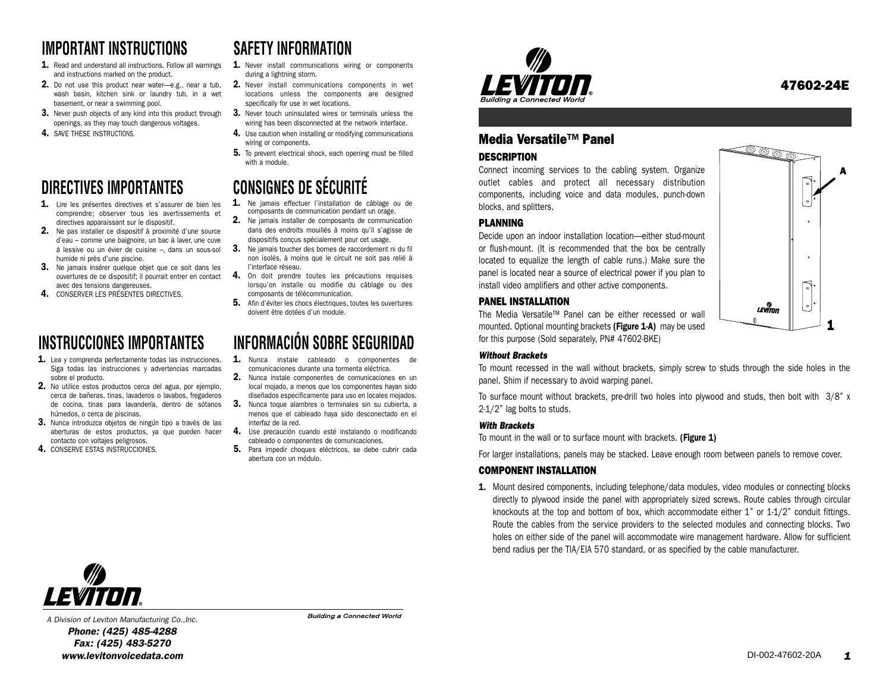# IMPORTANT INSTRUCTIONS

1. Read and understand all instructions. Follow all warnings and instructions marked on the product.
2. Do not use this product near water—e.g., near a tub, wash basin, kitchen sink or laundry tub, in a wet basement, or near a swimming pool.
3. Never push objects of any kind into this product through openings, as they may touch dangerous voltages.
4. SAVE THESE INSTRUCTIONS.

# SAFETY INFORMATION

1. Never install communications wiring or components during a lightning storm.
2. Never install communications components in wet locations unless the components are designed specifically for use in wet locations.
3. Never touch uninsulated wires or terminals unless the wiring has been disconnected at the network interface.
4. Use caution when installing or modifying communications wiring or components.
5. To prevent electrical shock, each opening must be filled with a module.

# DIRECTIVES IMPORTANTES

1. Lire les présentes directives et s'assurer de bien les comprendre; observer tous les avertissements et directives apparaissant sur le dispositif.
2. Ne pas installer ce dispositif à proximité d'une source d'eau – comme une baignoire, un bac à laver, une cuve à lessive ou un évier de cuisine –, dans un sous-sol humide ni près d'une piscine.
3. Ne jamais insérer quelque objet que ce soit dans les ouvertures de ce dispositif; il pourrait entrer en contact avec des tensions dangereuses.
4. CONSERVER LES PRÉSENTES DIRECTIVES.

# CONSIGNES DE SÉCURITÉ

1. Ne jamais effectuer l'installation de câblage ou de composants de communication pendant un orage.
2. Ne jamais installer de composants de communication dans des endroits mouillés à moins qu'il s'agisse de dispositifs conçus spécialement pour cet usage.
3. Ne jamais toucher des bornes de raccordement ni du fil non isolés, à moins que le circuit ne soit pas relié à l'interface réseau.
4. On doit prendre toutes les précautions requises lorsqu'on installe ou modifie du câblage ou des composants de télécommunication.
5. Afin d'éviter les chocs électriques, toutes les ouvertures doivent être dotées d'un module.

# INSTRUCCIONES IMPORTANTES

1. Lea y comprenda perfectamente todas las instrucciones. Siga todas las instrucciones y advertencias marcadas sobre el producto.
2. No utilice estos productos cerca del agua, por ejemplo, cerca de bañeras, tinas, lavaderos o lavabos, fregaderos de cocina, tinas para lavandería, dentro de sótanos húmedos, o cerca de piscinas.
3. Nunca introduzca objetos de ningún tipo a través de las aberturas de estos productos, ya que pueden hacer contacto con voltajes peligrosos.
4. CONSERVE ESTAS INSTRUCCIONES.

# INFORMACIÓN SOBRE SEGURIDAD

1. Nunca instale cableado o componentes de comunicaciones durante una tormenta eléctrica.
2. Nunca instale componentes de comunicaciones en un local mojado, a menos que los componentes hayan sido diseñados específicamente para uso en locales mojados.
3. Nunca toque alambres o terminales sin su cubierta, a menos que el cableado haya sido desconectado en el interfaz de la red.
4. Use precaución cuando esté instalando o modificando cableado o componentes de comunicaciones.
5. Para impedir choques eléctricos, se debe cubrir cada abertura con un módulo.

LEVITON®
A Division of Leviton Manufacturing Co.,Inc.
*Building a Connected World*

***Phone: (425) 485-4288***
***Fax: (425) 483-5270***
***www.levitonvoicedata.com***

LEVITON®
*Building a Connected World*

**47602-24E**

## Media Versatile™ Panel

### DESCRIPTION

Connect incoming services to the cabling system. Organize outlet cables and protect all necessary distribution components, including voice and data modules, punch-down blocks, and splitters.

### PLANNING

Decide upon an indoor installation location—either stud-mount or flush-mount. (It is recommended that the box be centrally located to equalize the length of cable runs.) Make sure the panel is located near a source of electrical power if you plan to install video amplifiers and other active components.

### PANEL INSTALLATION

The Media Versatile™ Panel can be either recessed or wall mounted. Optional mounting brackets **(Figure 1-A)** may be used for this purpose (Sold separately, PN# 47602-BKE)

A

1

***Without Brackets***

To mount recessed in the wall without brackets, simply screw to studs through the side holes in the panel. Shim if necessary to avoid warping panel.

To surface mount without brackets, pre-drill two holes into plywood and studs, then bolt with 3/8" x 2-1/2" lag bolts to studs.

***With Brackets***

To mount in the wall or to surface mount with brackets. **(Figure 1)**

For larger installations, panels may be stacked. Leave enough room between panels to remove cover.

### COMPONENT INSTALLATION

1. Mount desired components, including telephone/data modules, video modules or connecting blocks directly to plywood inside the panel with appropriately sized screws. Route cables through circular knockouts at the top and bottom of box, which accommodate either 1" or 1-1/2" conduit fittings. Route the cables from the service providers to the selected modules and connecting blocks. Two holes on either side of the panel will accommodate wire management hardware. Allow for sufficient bend radius per the TIA/EIA 570 standard, or as specified by the cable manufacturer.

DI-002-47602-20A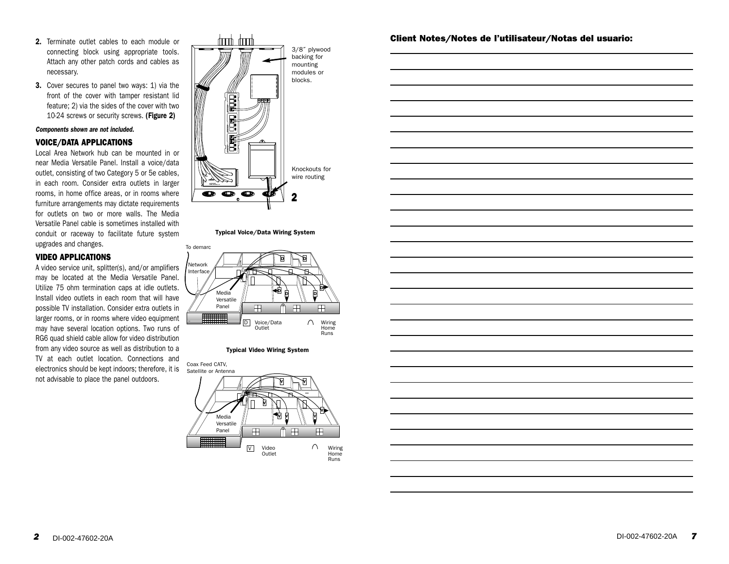2. Terminate outlet cables to each module or connecting block using appropriate tools. Attach any other patch cords and cables as necessary.

3. Cover secures to panel two ways: 1) via the front of the cover with tamper resistant lid feature; 2) via the sides of the cover with two 10-24 screws or security screws. **(Figure 2)**

***Components shown are not included.***

### VOICE/DATA APPLICATIONS

Local Area Network hub can be mounted in or near Media Versatile Panel. Install a voice/data outlet, consisting of two Category 5 or 5e cables, in each room. Consider extra outlets in larger rooms, in home office areas, or in rooms where furniture arrangements may dictate requirements for outlets on two or more walls. The Media Versatile Panel cable is sometimes installed with conduit or raceway to facilitate future system upgrades and changes.

### VIDEO APPLICATIONS

A video service unit, splitter(s), and/or amplifiers may be located at the Media Versatile Panel. Utilize 75 ohm termination caps at idle outlets. Install video outlets in each room that will have possible TV installation. Consider extra outlets in larger rooms, or in rooms where video equipment may have several location options. Two runs of RG6 quad shield cable allow for video distribution from any video source as well as distribution to a TV at each outlet location. Connections and electronics should be kept indoors; therefore, it is not advisable to place the panel outdoors.

3/8″ plywood backing for mounting modules or blocks.

Knockouts for wire routing

**2**

**Typical Voice/Data Wiring System**

To demarc

Network Interface

Media Versatile Panel

D Voice/Data Outlet

Wiring Home Runs

**Typical Video Wiring System**

Coax Feed CATV, Satellite or Antenna

Media Versatile Panel

V Video Outlet

Wiring Home Runs

DI-002-47602-20A

### Client Notes/Notes de l'utilisateur/Notas del usuario:

DI-002-47602-20A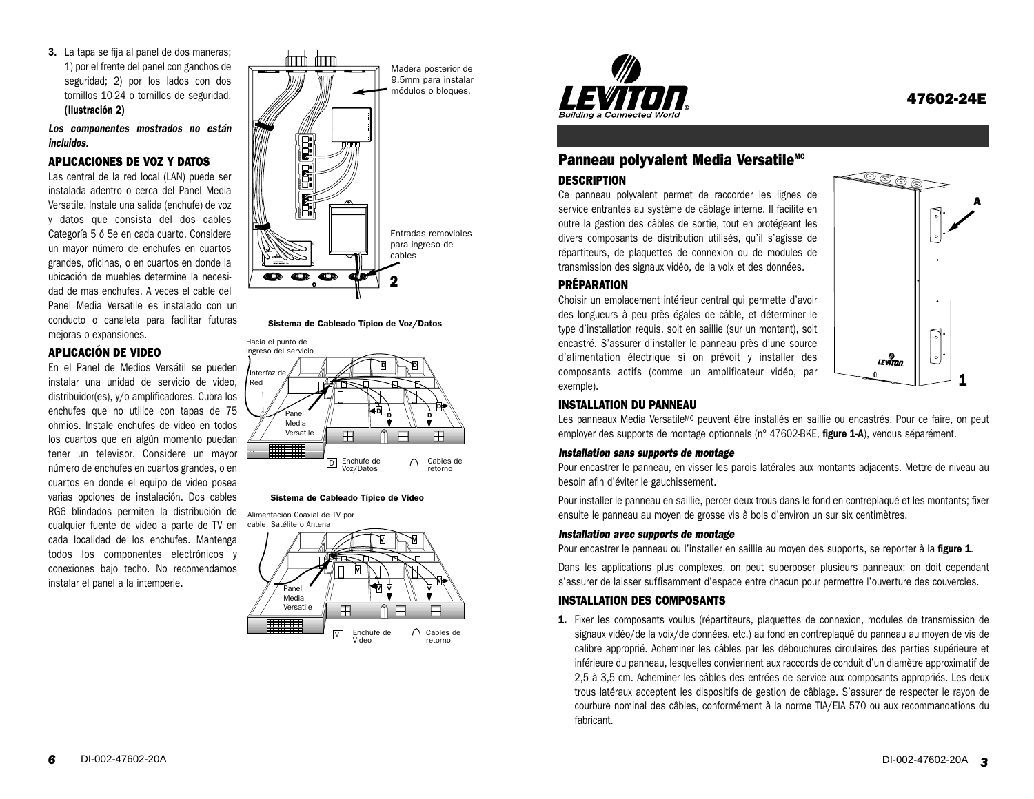3. La tapa se fija al panel de dos maneras; 1) por el frente del panel con ganchos de seguridad; 2) por los lados con dos tornillos 10-24 o tornillos de seguridad. **(Ilustración 2)**

***Los componentes mostrados no están incluidos.***

Madera posterior de 9,5mm para instalar módulos o bloques.

Entradas removibles para ingreso de cables

2

## APLICACIONES DE VOZ Y DATOS

Las central de la red local (LAN) puede ser instalada adentro o cerca del Panel Media Versatile. Instale una salida (enchufe) de voz y datos que consista del dos cables Categoría 5 ó 5e en cada cuarto. Considere un mayor número de enchufes en cuartos grandes, oficinas, o en cuartos en donde la ubicación de muebles determine la necesidad de mas enchufes. A veces el cable del Panel Media Versatile es instalado con un conducto o canaleta para facilitar futuras mejoras o expansiones.

**Sistema de Cableado Típico de Voz/Datos**

Hacia el punto de ingreso del servicio

Interfaz de Red

Panel Media Versatile

D Enchufe de Voz/Datos

Cables de retorno

## APLICACIÓN DE VIDEO

En el Panel de Medios Versátil se pueden instalar una unidad de servicio de video, distribuidor(es), y/o amplificadores. Cubra los enchufes que no utilice con tapas de 75 ohmios. Instale enchufes de video en todos los cuartos que en algún momento puedan tener un televisor. Considere un mayor número de enchufes en cuartos grandes, o en cuartos en donde el equipo de video posea varias opciones de instalación. Dos cables RG6 blindados permiten la distribución de cualquier fuente de video a parte de TV en cada localidad de los enchufes. Mantenga todos los componentes electrónicos y conexiones bajo techo. No recomendamos instalar el panel a la intemperie.

**Sistema de Cableado Típico de Video**

Alimentación Coaxial de TV por cable, Satélite o Antena

Panel Media Versatile

V Enchufe de Video

Cables de retorno

LEVITON
Building a Connected World

# 47602-24E

## Panneau polyvalent Media Versatile[MC]

### DESCRIPTION

Ce panneau polyvalent permet de raccorder les lignes de service entrantes au système de câblage interne. Il facilite en outre la gestion des câbles de sortie, tout en protégeant les divers composants de distribution utilisés, qu'il s'agisse de répartiteurs, de plaquettes de connexion ou de modules de transmission des signaux vidéo, de la voix et des données.

### PRÉPARATION

Choisir un emplacement intérieur central qui permette d'avoir des longueurs à peu près égales de câble, et déterminer le type d'installation requis, soit en saillie (sur un montant), soit encastré. S'assurer d'installer le panneau près d'une source d'alimentation électrique si on prévoit y installer des composants actifs (comme un amplificateur vidéo, par exemple).

A

1

### INSTALLATION DU PANNEAU

Les panneaux Media Versatile[MC] peuvent être installés en saillie ou encastrés. Pour ce faire, on peut employer des supports de montage optionnels (n° 47602-BKE, **figure 1-A**), vendus séparément.

#### *Installation sans supports de montage*

Pour encastrer le panneau, en visser les parois latérales aux montants adjacents. Mettre de niveau au besoin afin d'éviter le gauchissement.

Pour installer le panneau en saillie, percer deux trous dans le fond en contreplaqué et les montants; fixer ensuite le panneau au moyen de grosse vis à bois d'environ un sur six centimètres.

#### *Installation avec supports de montage*

Pour encastrer le panneau ou l'installer en saillie au moyen des supports, se reporter à la **figure 1**.

Dans les applications plus complexes, on peut superposer plusieurs panneaux; on doit cependant s'assurer de laisser suffisamment d'espace entre chacun pour permettre l'ouverture des couvercles.

### INSTALLATION DES COMPOSANTS

1. Fixer les composants voulus (répartiteurs, plaquettes de connexion, modules de transmission de signaux vidéo/de la voix/de données, etc.) au fond en contreplaqué du panneau au moyen de vis de calibre approprié. Acheminer les câbles par les débouchures circulaires des parties supérieure et inférieure du panneau, lesquelles conviennent aux raccords de conduit d'un diamètre approximatif de 2,5 à 3,5 cm. Acheminer les câbles des entrées de service aux composants appropriés. Les deux trous latéraux acceptent les dispositifs de gestion de câblage. S'assurer de respecter le rayon de courbure nominal des câbles, conformément à la norme TIA/EIA 570 ou aux recommandations du fabricant.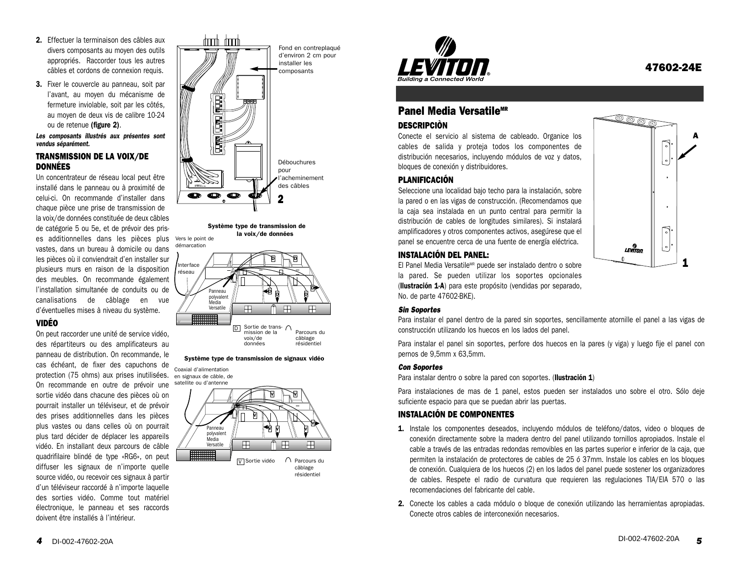2. Effectuer la terminaison des câbles aux divers composants au moyen des outils appropriés. Raccorder tous les autres câbles et cordons de connexion requis.

3. Fixer le couvercle au panneau, soit par l'avant, au moyen du mécanisme de fermeture inviolable, soit par les côtés, au moyen de deux vis de calibre 10-24 ou de retenue **(figure 2)**.

***Les composants illustrés aux présentes sont vendus séparément.***

### TRANSMISSION DE LA VOIX/DE DONNÉES

Un concentrateur de réseau local peut être installé dans le panneau ou à proximité de celui-ci. On recommande d'installer dans chaque pièce une prise de transmission de la voix/de données constituée de deux câbles de catégorie 5 ou 5e, et de prévoir des prises additionnelles dans les pièces plus vastes, dans un bureau à domicile ou dans les pièces où il conviendrait d'en installer sur plusieurs murs en raison de la disposition des meubles. On recommande également l'installation simultanée de conduits ou de canalisations de câblage en vue d'éventuelles mises à niveau du système.

### VIDÉO

On peut raccorder une unité de service vidéo, des répartiteurs ou des amplificateurs au panneau de distribution. On recommande, le cas échéant, de fixer des capuchons de protection (75 ohms) aux prises inutilisées. On recommande en outre de prévoir une sortie vidéo dans chacune des pièces où on pourrait installer un téléviseur, et de prévoir des prises additionnelles dans les pièces plus vastes ou dans celles où on pourrait plus tard décider de déplacer les appareils vidéo. En installant deux parcours de câble quadrifilaire blindé de type «RG6», on peut diffuser les signaux de n'importe quelle source vidéo, ou recevoir ces signaux à partir d'un téléviseur raccordé à n'importe laquelle des sorties vidéo. Comme tout matériel électronique, le panneau et ses raccords doivent être installés à l'intérieur.

Fond en contreplaqué d'environ 2 cm pour installer les composants

Débouchures pour l'acheminement des câbles

2

**Système type de transmission de la voix/de données**

Vers le point de démarcation

Interface réseau

Panneau polyvalent Media Versatile

D Sortie de transmission de la voix/de données

Parcours du câblage résidentiel

**Système type de transmission de signaux vidéo**

Coaxial d'alimentation en signaux de câble, de satellite ou d'antenne

Panneau polyvalent Media Versatile

V Sortie vidéo

Parcours du câblage résidentiel

LEVITON
Building a Connected World

## 47602-24E

## Panel Media Versatile[MR]

### DESCRIPCIÒN

Conecte el servicio al sistema de cableado. Organice los cables de salida y proteja todos los componentes de distribución necesarios, incluyendo módulos de voz y datos, bloques de conexión y distribuidores.

### PLANIFICACIÓN

Seleccione una localidad bajo techo para la instalación, sobre la pared o en las vigas de construcción. (Recomendamos que la caja sea instalada en un punto central para permitir la distribución de cables de longitudes similares). Si instalará amplificadores y otros componentes activos, asegúrese que el panel se encuentre cerca de una fuente de energía eléctrica.

A

1

### INSTALACIÓN DEL PANEL:

El Panel Media Versatile[MR] puede ser instalado dentro o sobre la pared. Se pueden utilizar los soportes opcionales (**Ilustración 1-A**) para este propósito (vendidas por separado, No. de parte 47602-BKE).

***Sin Soportes***

Para instalar el panel dentro de la pared sin soportes, sencillamente atornille el panel a las vigas de construcción utilizando los huecos en los lados del panel.

Para instalar el panel sin soportes, perfore dos huecos en la pares (y viga) y luego fije el panel con pernos de 9,5mm x 63,5mm.

***Con Soportes***

Para instalar dentro o sobre la pared con soportes. (**Ilustración 1**)

Para instalaciones de mas de 1 panel, estos pueden ser instalados uno sobre el otro. Sólo deje suficiente espacio para que se puedan abrir las puertas.

### INSTALACIÓN DE COMPONENTES

1. Instale los componentes deseados, incluyendo módulos de teléfono/datos, video o bloques de conexión directamente sobre la madera dentro del panel utilizando tornillos apropiados. Instale el cable a través de las entradas redondas removibles en las partes superior e inferior de la caja, que permiten la instalación de protectores de cables de 25 ó 37mm. Instale los cables en los bloques de conexión. Cualquiera de los huecos (2) en los lados del panel puede sostener los organizadores de cables. Respete el radio de curvatura que requieren las regulaciones TIA/EIA 570 o las recomendaciones del fabricante del cable.

2. Conecte los cables a cada módulo o bloque de conexión utilizando las herramientas apropiadas. Conecte otros cables de interconexión necesarios.

DI-002-47602-20A

DI-002-47602-20A